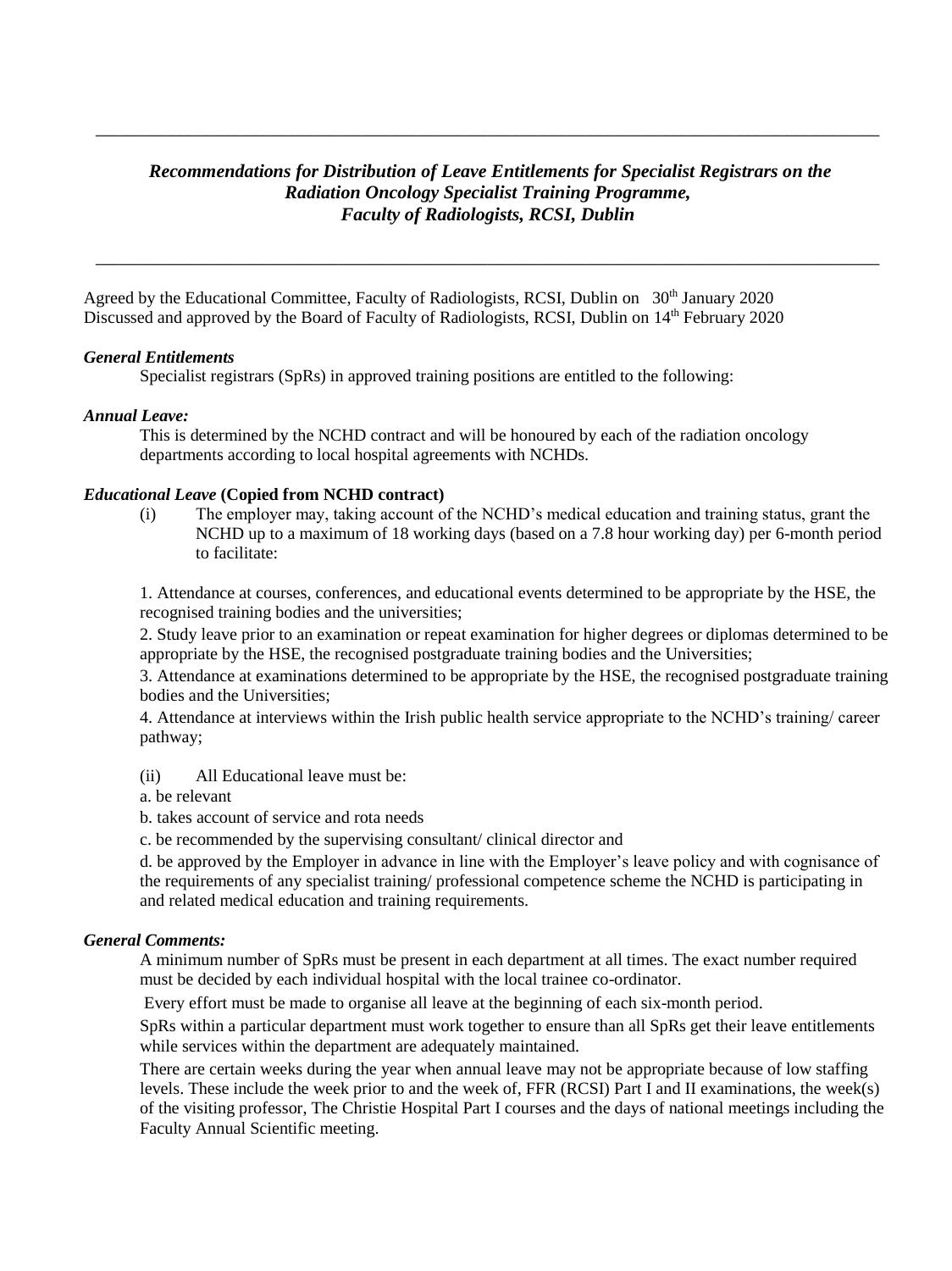# *Recommendations for Distribution of Leave Entitlements for Specialist Registrars on the Radiation Oncology Specialist Training Programme, Faculty of Radiologists, RCSI, Dublin*

Agreed by the Educational Committee, Faculty of Radiologists, RCSI, Dublin on 30th January 2020
Discussed and approved by the Board of Faculty of Radiologists, RCSI, Dublin on 14th February 2020

### *General Entitlements*

Specialist registrars (SpRs) in approved training positions are entitled to the following:

### *Annual Leave:*

This is determined by the NCHD contract and will be honoured by each of the radiation oncology departments according to local hospital agreements with NCHDs.

### *Educational Leave* **(Copied from NCHD contract)**

(i) The employer may, taking account of the NCHD's medical education and training status, grant the NCHD up to a maximum of 18 working days (based on a 7.8 hour working day) per 6-month period to facilitate:

1. Attendance at courses, conferences, and educational events determined to be appropriate by the HSE, the recognised training bodies and the universities;
2. Study leave prior to an examination or repeat examination for higher degrees or diplomas determined to be appropriate by the HSE, the recognised postgraduate training bodies and the Universities;
3. Attendance at examinations determined to be appropriate by the HSE, the recognised postgraduate training bodies and the Universities;
4. Attendance at interviews within the Irish public health service appropriate to the NCHD's training/ career pathway;

(ii) All Educational leave must be:

a. be relevant

b. takes account of service and rota needs

c. be recommended by the supervising consultant/ clinical director and

d. be approved by the Employer in advance in line with the Employer's leave policy and with cognisance of the requirements of any specialist training/ professional competence scheme the NCHD is participating in and related medical education and training requirements.

### *General Comments:*

A minimum number of SpRs must be present in each department at all times. The exact number required must be decided by each individual hospital with the local trainee co-ordinator.

Every effort must be made to organise all leave at the beginning of each six-month period.

SpRs within a particular department must work together to ensure than all SpRs get their leave entitlements while services within the department are adequately maintained.

There are certain weeks during the year when annual leave may not be appropriate because of low staffing levels. These include the week prior to and the week of, FFR (RCSI) Part I and II examinations, the week(s) of the visiting professor, The Christie Hospital Part I courses and the days of national meetings including the Faculty Annual Scientific meeting.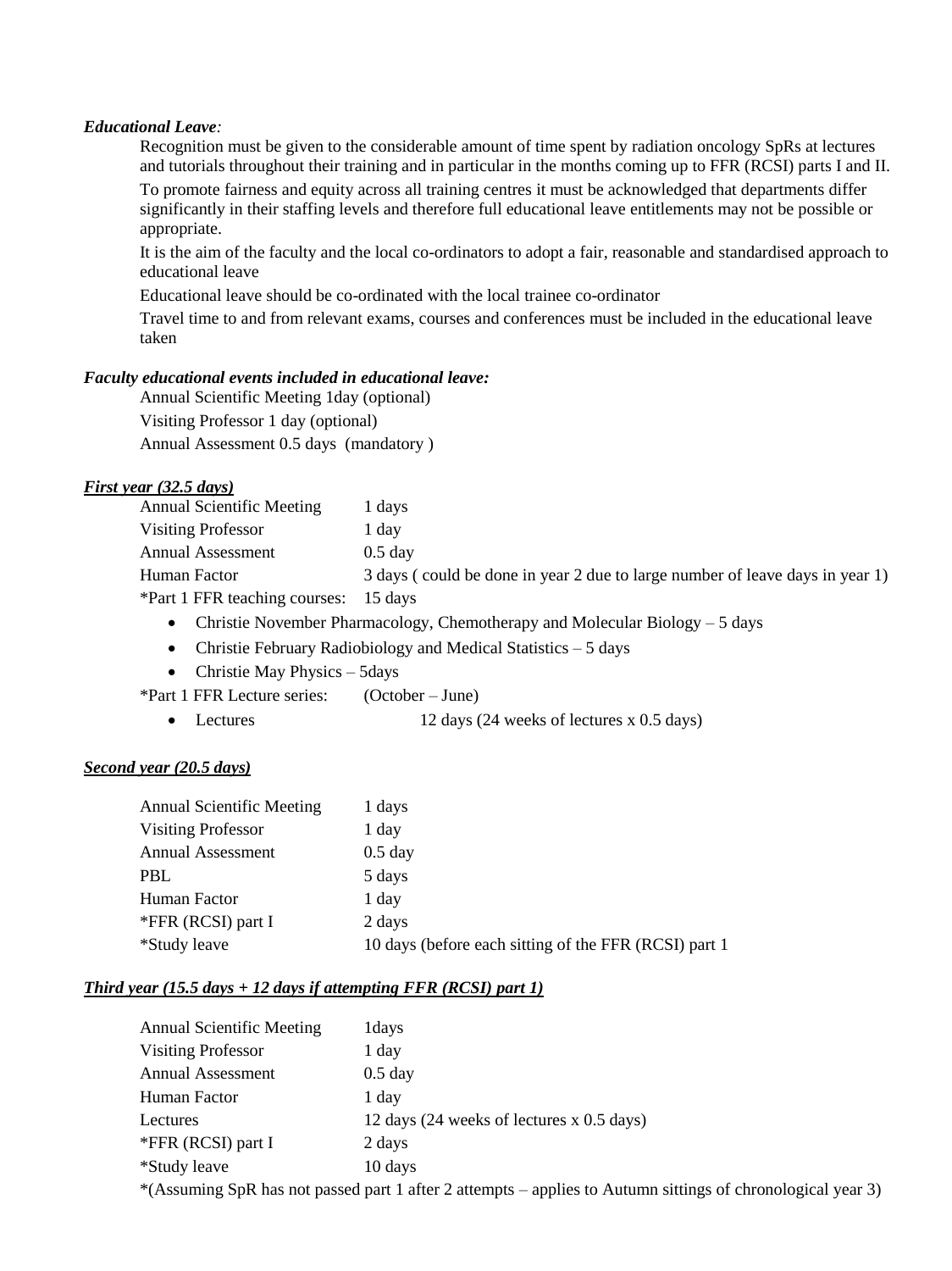***Educational Leave*:**

Recognition must be given to the considerable amount of time spent by radiation oncology SpRs at lectures and tutorials throughout their training and in particular in the months coming up to FFR (RCSI) parts I and II.

To promote fairness and equity across all training centres it must be acknowledged that departments differ significantly in their staffing levels and therefore full educational leave entitlements may not be possible or appropriate.

It is the aim of the faculty and the local co-ordinators to adopt a fair, reasonable and standardised approach to educational leave

Educational leave should be co-ordinated with the local trainee co-ordinator

Travel time to and from relevant exams, courses and conferences must be included in the educational leave taken

***Faculty educational events included in educational leave:***

Annual Scientific Meeting 1day (optional)

Visiting Professor 1 day (optional)

Annual Assessment 0.5 days (mandatory )

***First year (32.5 days)***

| | |
|---|---|
| Annual Scientific Meeting | 1 days |
| Visiting Professor | 1 day |
| Annual Assessment | 0.5 day |
| Human Factor | 3 days ( could be done in year 2 due to large number of leave days in year 1) |
| *Part 1 FFR teaching courses: | 15 days |

- Christie November Pharmacology, Chemotherapy and Molecular Biology – 5 days
- Christie February Radiobiology and Medical Statistics – 5 days
- Christie May Physics – 5days

*Part 1 FFR Lecture series: (October – June)

- Lectures 12 days (24 weeks of lectures x 0.5 days)

***Second year (20.5 days)***

| | |
|---|---|
| Annual Scientific Meeting | 1 days |
| Visiting Professor | 1 day |
| Annual Assessment | 0.5 day |
| PBL | 5 days |
| Human Factor | 1 day |
| *FFR (RCSI) part I | 2 days |
| *Study leave | 10 days (before each sitting of the FFR (RCSI) part 1 |

***Third year (15.5 days + 12 days if attempting FFR (RCSI) part 1)***

| | |
|---|---|
| Annual Scientific Meeting | 1days |
| Visiting Professor | 1 day |
| Annual Assessment | 0.5 day |
| Human Factor | 1 day |
| Lectures | 12 days (24 weeks of lectures x 0.5 days) |
| *FFR (RCSI) part I | 2 days |
| *Study leave | 10 days |

*(Assuming SpR has not passed part 1 after 2 attempts – applies to Autumn sittings of chronological year 3)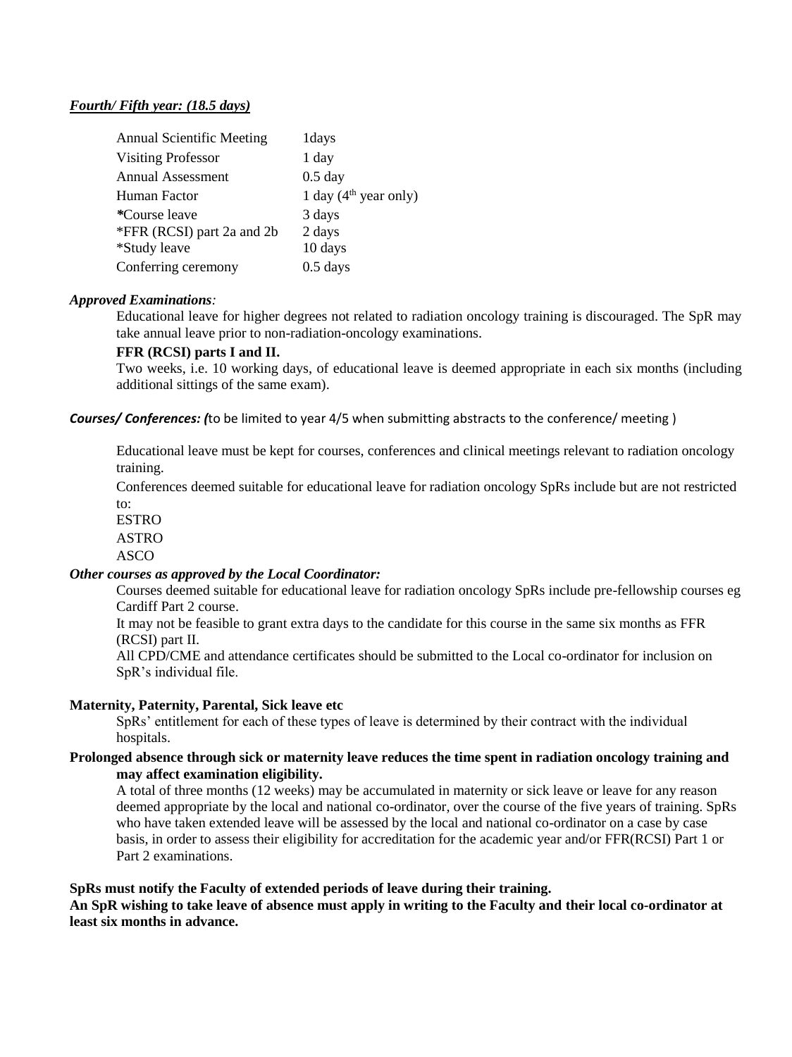***Fourth/ Fifth year: (18.5 days)***

| | |
|---|---|
| Annual Scientific Meeting | 1days |
| Visiting Professor | 1 day |
| Annual Assessment | 0.5 day |
| Human Factor | 1 day (4th year only) |
| *Course leave | 3 days |
| *FFR (RCSI) part 2a and 2b | 2 days |
| *Study leave | 10 days |
| Conferring ceremony | 0.5 days |

***Approved Examinations:***

Educational leave for higher degrees not related to radiation oncology training is discouraged. The SpR may take annual leave prior to non-radiation-oncology examinations.

**FFR (RCSI) parts I and II.**

Two weeks, i.e. 10 working days, of educational leave is deemed appropriate in each six months (including additional sittings of the same exam).

***Courses/ Conferences: (***to be limited to year 4/5 when submitting abstracts to the conference/ meeting )

Educational leave must be kept for courses, conferences and clinical meetings relevant to radiation oncology training.

Conferences deemed suitable for educational leave for radiation oncology SpRs include but are not restricted to:

ESTRO
ASTRO
ASCO

***Other courses as approved by the Local Coordinator:***

Courses deemed suitable for educational leave for radiation oncology SpRs include pre-fellowship courses eg Cardiff Part 2 course.

It may not be feasible to grant extra days to the candidate for this course in the same six months as FFR (RCSI) part II.

All CPD/CME and attendance certificates should be submitted to the Local co-ordinator for inclusion on SpR's individual file.

**Maternity, Paternity, Parental, Sick leave etc**

SpRs' entitlement for each of these types of leave is determined by their contract with the individual hospitals.

**Prolonged absence through sick or maternity leave reduces the time spent in radiation oncology training and may affect examination eligibility.**

A total of three months (12 weeks) may be accumulated in maternity or sick leave or leave for any reason deemed appropriate by the local and national co-ordinator, over the course of the five years of training. SpRs who have taken extended leave will be assessed by the local and national co-ordinator on a case by case basis, in order to assess their eligibility for accreditation for the academic year and/or FFR(RCSI) Part 1 or Part 2 examinations.

**SpRs must notify the Faculty of extended periods of leave during their training.**

**An SpR wishing to take leave of absence must apply in writing to the Faculty and their local co-ordinator at least six months in advance.**